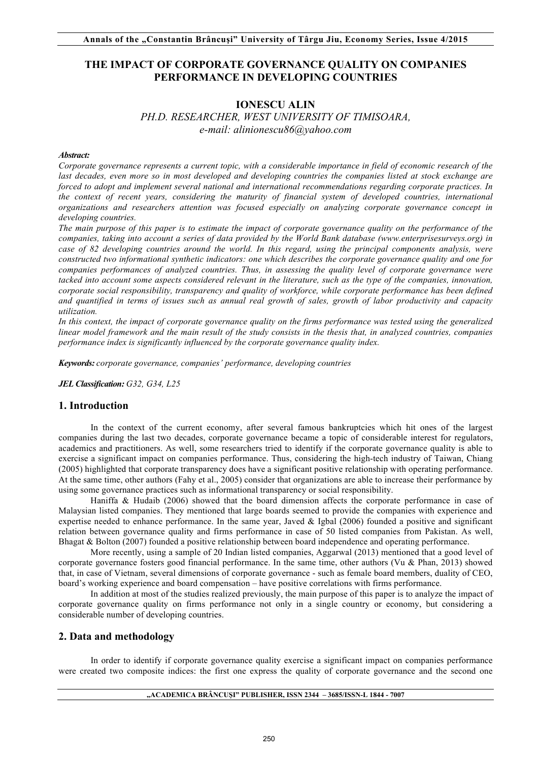# THE IMPACT OF CORPORATE GOVERNANCE QUALITY ON COMPANIES PERFORMANCE IN DEVELOPING COUNTRIES

**IONESCU ALIN**

*PH.D. RESEARCHER, WEST UNIVERSITY OF TIMISOARA,*
*e-mail: alinionescu86@yahoo.com*

***Abstract:***

*Corporate governance represents a current topic, with a considerable importance in field of economic research of the last decades, even more so in most developed and developing countries the companies listed at stock exchange are forced to adopt and implement several national and international recommendations regarding corporate practices. In the context of recent years, considering the maturity of financial system of developed countries, international organizations and researchers attention was focused especially on analyzing corporate governance concept in developing countries.*

*The main purpose of this paper is to estimate the impact of corporate governance quality on the performance of the companies, taking into account a series of data provided by the World Bank database (www.enterprisesurveys.org) in case of 82 developing countries around the world. In this regard, using the principal components analysis, were constructed two informational synthetic indicators: one which describes the corporate governance quality and one for companies performances of analyzed countries. Thus, in assessing the quality level of corporate governance were tacked into account some aspects considered relevant in the literature, such as the type of the companies, innovation, corporate social responsibility, transparency and quality of workforce, while corporate performance has been defined and quantified in terms of issues such as annual real growth of sales, growth of labor productivity and capacity utilization.*

*In this context, the impact of corporate governance quality on the firms performance was tested using the generalized linear model framework and the main result of the study consists in the thesis that, in analyzed countries, companies performance index is significantly influenced by the corporate governance quality index.*

***Keywords:*** *corporate governance, companies' performance, developing countries*

***JEL Classification:*** *G32, G34, L25*

## 1. Introduction

In the context of the current economy, after several famous bankruptcies which hit ones of the largest companies during the last two decades, corporate governance became a topic of considerable interest for regulators, academics and practitioners. As well, some researchers tried to identify if the corporate governance quality is able to exercise a significant impact on companies performance. Thus, considering the high-tech industry of Taiwan, Chiang (2005) highlighted that corporate transparency does have a significant positive relationship with operating performance. At the same time, other authors (Fahy et al., 2005) consider that organizations are able to increase their performance by using some governance practices such as informational transparency or social responsibility.

Haniffa & Hudaib (2006) showed that the board dimension affects the corporate performance in case of Malaysian listed companies. They mentioned that large boards seemed to provide the companies with experience and expertise needed to enhance performance. In the same year, Javed & Igbal (2006) founded a positive and significant relation between governance quality and firms performance in case of 50 listed companies from Pakistan. As well, Bhagat & Bolton (2007) founded a positive relationship between board independence and operating performance.

More recently, using a sample of 20 Indian listed companies, Aggarwal (2013) mentioned that a good level of corporate governance fosters good financial performance. In the same time, other authors (Vu & Phan, 2013) showed that, in case of Vietnam, several dimensions of corporate governance - such as female board members, duality of CEO, board's working experience and board compensation – have positive correlations with firms performance.

In addition at most of the studies realized previously, the main purpose of this paper is to analyze the impact of corporate governance quality on firms performance not only in a single country or economy, but considering a considerable number of developing countries.

## 2. Data and methodology

In order to identify if corporate governance quality exercise a significant impact on companies performance were created two composite indices: the first one express the quality of corporate governance and the second one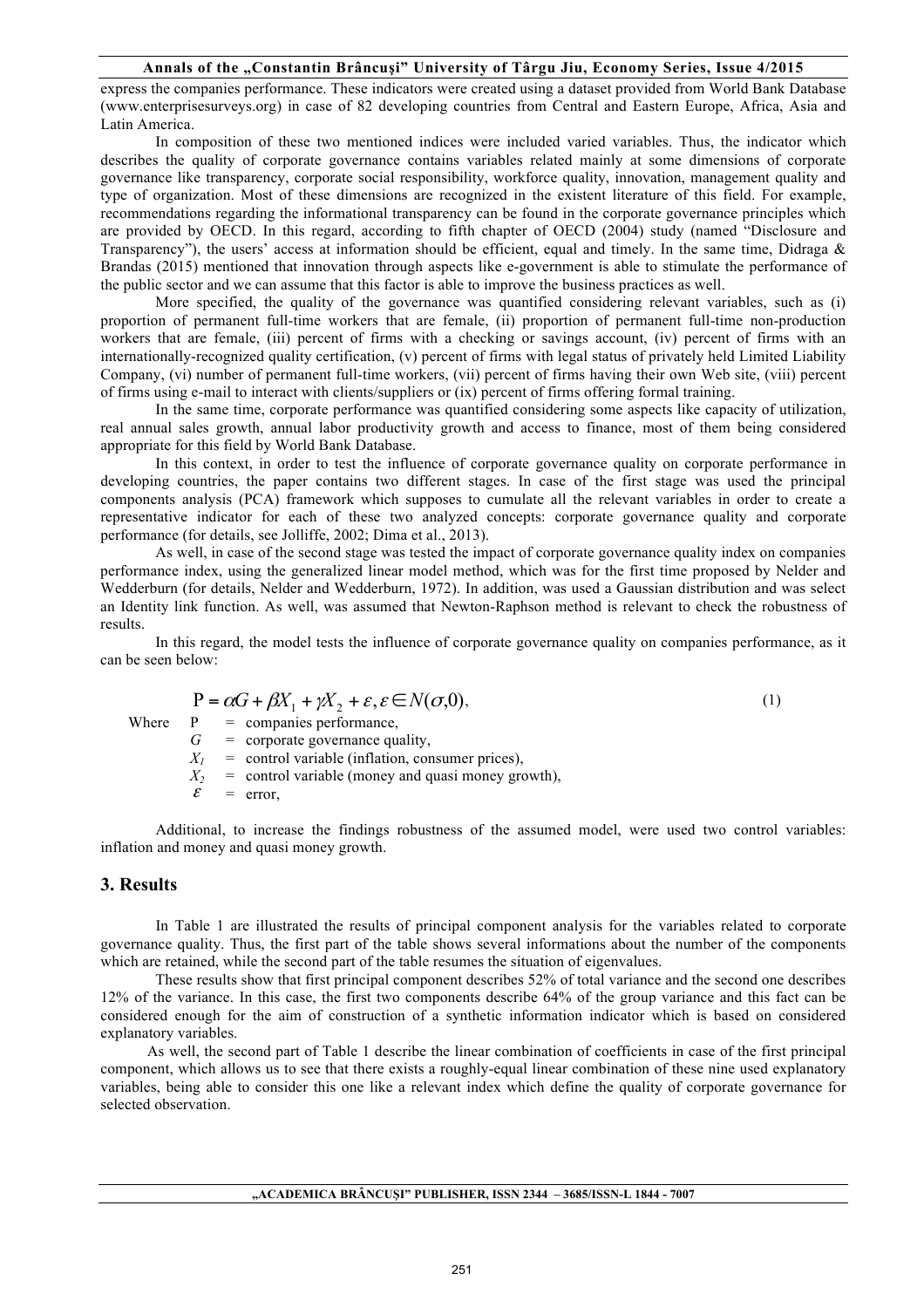express the companies performance. These indicators were created using a dataset provided from World Bank Database (www.enterprisesurveys.org) in case of 82 developing countries from Central and Eastern Europe, Africa, Asia and Latin America.

In composition of these two mentioned indices were included varied variables. Thus, the indicator which describes the quality of corporate governance contains variables related mainly at some dimensions of corporate governance like transparency, corporate social responsibility, workforce quality, innovation, management quality and type of organization. Most of these dimensions are recognized in the existent literature of this field. For example, recommendations regarding the informational transparency can be found in the corporate governance principles which are provided by OECD. In this regard, according to fifth chapter of OECD (2004) study (named "Disclosure and Transparency"), the users' access at information should be efficient, equal and timely. In the same time, Didraga & Brandas (2015) mentioned that innovation through aspects like e-government is able to stimulate the performance of the public sector and we can assume that this factor is able to improve the business practices as well.

More specified, the quality of the governance was quantified considering relevant variables, such as (i) proportion of permanent full-time workers that are female, (ii) proportion of permanent full-time non-production workers that are female, (iii) percent of firms with a checking or savings account, (iv) percent of firms with an internationally-recognized quality certification, (v) percent of firms with legal status of privately held Limited Liability Company, (vi) number of permanent full-time workers, (vii) percent of firms having their own Web site, (viii) percent of firms using e-mail to interact with clients/suppliers or (ix) percent of firms offering formal training.

In the same time, corporate performance was quantified considering some aspects like capacity of utilization, real annual sales growth, annual labor productivity growth and access to finance, most of them being considered appropriate for this field by World Bank Database.

In this context, in order to test the influence of corporate governance quality on corporate performance in developing countries, the paper contains two different stages. In case of the first stage was used the principal components analysis (PCA) framework which supposes to cumulate all the relevant variables in order to create a representative indicator for each of these two analyzed concepts: corporate governance quality and corporate performance (for details, see Jolliffe, 2002; Dima et al., 2013).

As well, in case of the second stage was tested the impact of corporate governance quality index on companies performance index, using the generalized linear model method, which was for the first time proposed by Nelder and Wedderburn (for details, Nelder and Wedderburn, 1972). In addition, was used a Gaussian distribution and was select an Identity link function. As well, was assumed that Newton-Raphson method is relevant to check the robustness of results.

In this regard, the model tests the influence of corporate governance quality on companies performance, as it can be seen below:

$$\mathrm{P} = \alpha G + \beta X_1 + \gamma X_2 + \varepsilon, \varepsilon \in N(\sigma, 0), \tag{1}$$

Where
- P = companies performance,
- $G$ = corporate governance quality,
- $X_1$ = control variable (inflation, consumer prices),
- $X_2$ = control variable (money and quasi money growth),
- $\varepsilon$ = error,

Additional, to increase the findings robustness of the assumed model, were used two control variables: inflation and money and quasi money growth.

## 3. Results

In Table 1 are illustrated the results of principal component analysis for the variables related to corporate governance quality. Thus, the first part of the table shows several informations about the number of the components which are retained, while the second part of the table resumes the situation of eigenvalues.

These results show that first principal component describes 52% of total variance and the second one describes 12% of the variance. In this case, the first two components describe 64% of the group variance and this fact can be considered enough for the aim of construction of a synthetic information indicator which is based on considered explanatory variables.

As well, the second part of Table 1 describe the linear combination of coefficients in case of the first principal component, which allows us to see that there exists a roughly-equal linear combination of these nine used explanatory variables, being able to consider this one like a relevant index which define the quality of corporate governance for selected observation.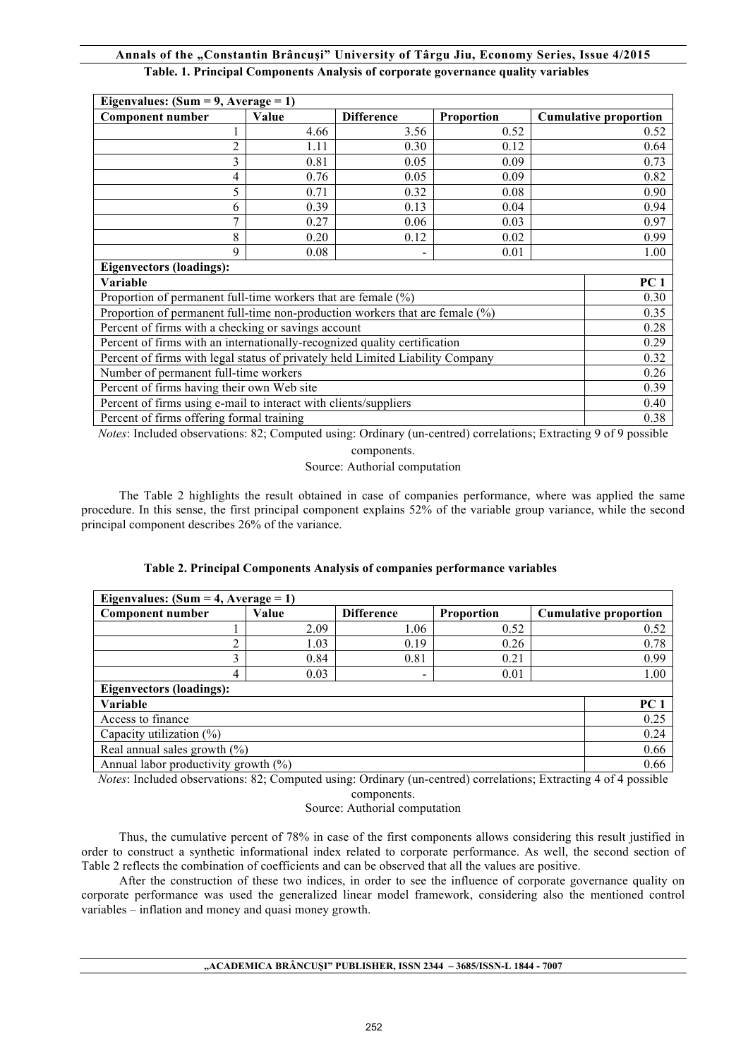**Table. 1. Principal Components Analysis of corporate governance quality variables**

| Eigenvalues: (Sum = 9, Average = 1) | | | | |
|---|---|---|---|---|
| **Component number** | **Value** | **Difference** | **Proportion** | **Cumulative proportion** |
| 1 | 4.66 | 3.56 | 0.52 | 0.52 |
| 2 | 1.11 | 0.30 | 0.12 | 0.64 |
| 3 | 0.81 | 0.05 | 0.09 | 0.73 |
| 4 | 0.76 | 0.05 | 0.09 | 0.82 |
| 5 | 0.71 | 0.32 | 0.08 | 0.90 |
| 6 | 0.39 | 0.13 | 0.04 | 0.94 |
| 7 | 0.27 | 0.06 | 0.03 | 0.97 |
| 8 | 0.20 | 0.12 | 0.02 | 0.99 |
| 9 | 0.08 | - | 0.01 | 1.00 |

| **Eigenvectors (loadings):** | |
|---|---|
| **Variable** | **PC 1** |
| Proportion of permanent full-time workers that are female (%) | 0.30 |
| Proportion of permanent full-time non-production workers that are female (%) | 0.35 |
| Percent of firms with a checking or savings account | 0.28 |
| Percent of firms with an internationally-recognized quality certification | 0.29 |
| Percent of firms with legal status of privately held Limited Liability Company | 0.32 |
| Number of permanent full-time workers | 0.26 |
| Percent of firms having their own Web site | 0.39 |
| Percent of firms using e-mail to interact with clients/suppliers | 0.40 |
| Percent of firms offering formal training | 0.38 |

*Notes*: Included observations: 82; Computed using: Ordinary (un-centred) correlations; Extracting 9 of 9 possible components.

Source: Authorial computation

The Table 2 highlights the result obtained in case of companies performance, where was applied the same procedure. In this sense, the first principal component explains 52% of the variable group variance, while the second principal component describes 26% of the variance.

**Table 2. Principal Components Analysis of companies performance variables**

| Eigenvalues: (Sum = 4, Average = 1) | | | | |
|---|---|---|---|---|
| **Component number** | **Value** | **Difference** | **Proportion** | **Cumulative proportion** |
| 1 | 2.09 | 1.06 | 0.52 | 0.52 |
| 2 | 1.03 | 0.19 | 0.26 | 0.78 |
| 3 | 0.84 | 0.81 | 0.21 | 0.99 |
| 4 | 0.03 | - | 0.01 | 1.00 |

| **Eigenvectors (loadings):** | |
|---|---|
| **Variable** | **PC 1** |
| Access to finance | 0.25 |
| Capacity utilization (%) | 0.24 |
| Real annual sales growth (%) | 0.66 |
| Annual labor productivity growth (%) | 0.66 |

*Notes*: Included observations: 82; Computed using: Ordinary (un-centred) correlations; Extracting 4 of 4 possible components.

Source: Authorial computation

Thus, the cumulative percent of 78% in case of the first components allows considering this result justified in order to construct a synthetic informational index related to corporate performance. As well, the second section of Table 2 reflects the combination of coefficients and can be observed that all the values are positive.

After the construction of these two indices, in order to see the influence of corporate governance quality on corporate performance was used the generalized linear model framework, considering also the mentioned control variables – inflation and money and quasi money growth.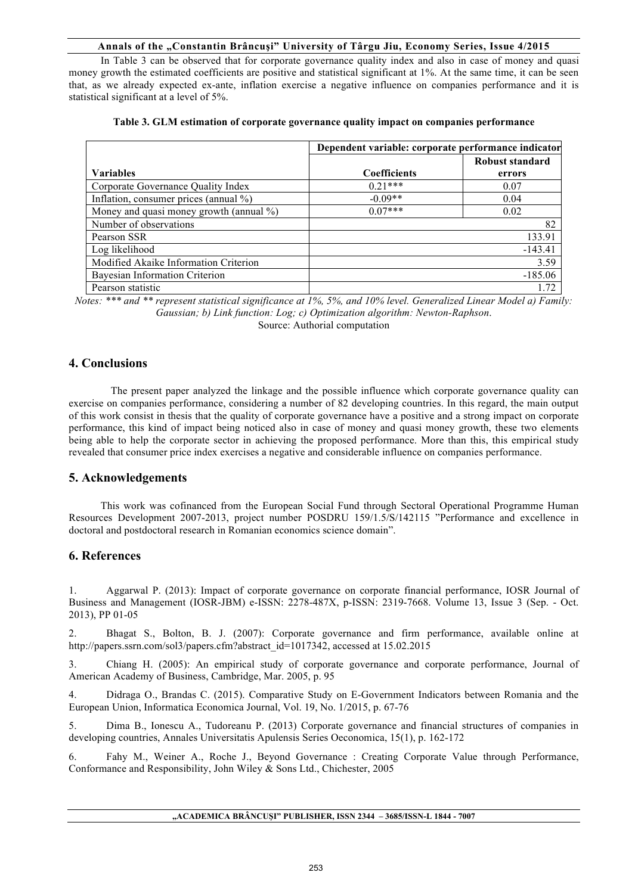In Table 3 can be observed that for corporate governance quality index and also in case of money and quasi money growth the estimated coefficients are positive and statistical significant at 1%. At the same time, it can be seen that, as we already expected ex-ante, inflation exercise a negative influence on companies performance and it is statistical significant at a level of 5%.

**Table 3. GLM estimation of corporate governance quality impact on companies performance**

| | Dependent variable: corporate performance indicator | |
|---|---|---|
| **Variables** | **Coefficients** | **Robust standard errors** |
| Corporate Governance Quality Index | 0.21*** | 0.07 |
| Inflation, consumer prices (annual %) | -0.09** | 0.04 |
| Money and quasi money growth (annual %) | 0.07*** | 0.02 |
| Number of observations | | 82 |
| Pearson SSR | | 133.91 |
| Log likelihood | | -143.41 |
| Modified Akaike Information Criterion | | 3.59 |
| Bayesian Information Criterion | | -185.06 |
| Pearson statistic | | 1.72 |

*Notes: *** and ** represent statistical significance at 1%, 5%, and 10% level. Generalized Linear Model a) Family: Gaussian; b) Link function: Log; c) Optimization algorithm: Newton-Raphson.*

Source: Authorial computation

## 4. Conclusions

The present paper analyzed the linkage and the possible influence which corporate governance quality can exercise on companies performance, considering a number of 82 developing countries. In this regard, the main output of this work consist in thesis that the quality of corporate governance have a positive and a strong impact on corporate performance, this kind of impact being noticed also in case of money and quasi money growth, these two elements being able to help the corporate sector in achieving the proposed performance. More than this, this empirical study revealed that consumer price index exercises a negative and considerable influence on companies performance.

## 5. Acknowledgements

This work was cofinanced from the European Social Fund through Sectoral Operational Programme Human Resources Development 2007-2013, project number POSDRU 159/1.5/S/142115 "Performance and excellence in doctoral and postdoctoral research in Romanian economics science domain".

## 6. References

1. Aggarwal P. (2013): Impact of corporate governance on corporate financial performance, IOSR Journal of Business and Management (IOSR-JBM) e-ISSN: 2278-487X, p-ISSN: 2319-7668. Volume 13, Issue 3 (Sep. - Oct. 2013), PP 01-05

2. Bhagat S., Bolton, B. J. (2007): Corporate governance and firm performance, available online at http://papers.ssrn.com/sol3/papers.cfm?abstract_id=1017342, accessed at 15.02.2015

3. Chiang H. (2005): An empirical study of corporate governance and corporate performance, Journal of American Academy of Business, Cambridge, Mar. 2005, p. 95

4. Didraga O., Brandas C. (2015). Comparative Study on E-Government Indicators between Romania and the European Union, Informatica Economica Journal, Vol. 19, No. 1/2015, p. 67-76

5. Dima B., Ionescu A., Tudoreanu P. (2013) Corporate governance and financial structures of companies in developing countries, Annales Universitatis Apulensis Series Oeconomica, 15(1), p. 162-172

6. Fahy M., Weiner A., Roche J., Beyond Governance : Creating Corporate Value through Performance, Conformance and Responsibility, John Wiley & Sons Ltd., Chichester, 2005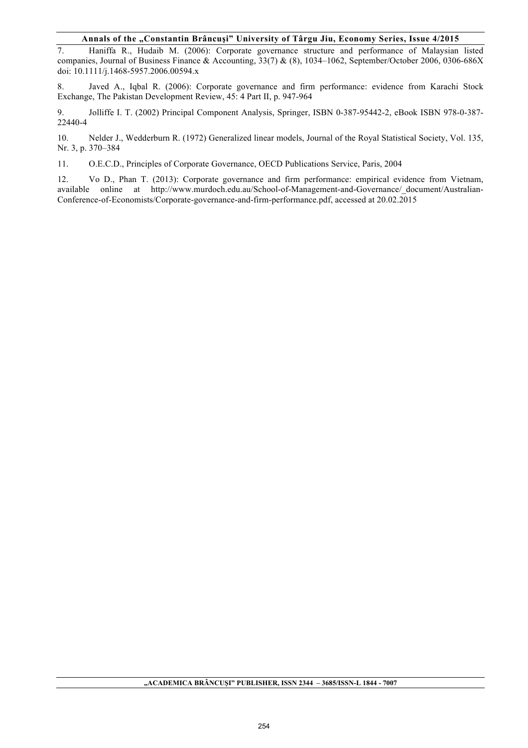7. Haniffa R., Hudaib M. (2006): Corporate governance structure and performance of Malaysian listed companies, Journal of Business Finance & Accounting, 33(7) & (8), 1034–1062, September/October 2006, 0306-686X doi: 10.1111/j.1468-5957.2006.00594.x

8. Javed A., Iqbal R. (2006): Corporate governance and firm performance: evidence from Karachi Stock Exchange, The Pakistan Development Review, 45: 4 Part II, p. 947-964

9. Jolliffe I. T. (2002) Principal Component Analysis, Springer, ISBN 0-387-95442-2, eBook ISBN 978-0-387-22440-4

10. Nelder J., Wedderburn R. (1972) Generalized linear models, Journal of the Royal Statistical Society, Vol. 135, Nr. 3, p. 370–384

11. O.E.C.D., Principles of Corporate Governance, OECD Publications Service, Paris, 2004

12. Vo D., Phan T. (2013): Corporate governance and firm performance: empirical evidence from Vietnam, available online at http://www.murdoch.edu.au/School-of-Management-and-Governance/_document/Australian-Conference-of-Economists/Corporate-governance-and-firm-performance.pdf, accessed at 20.02.2015